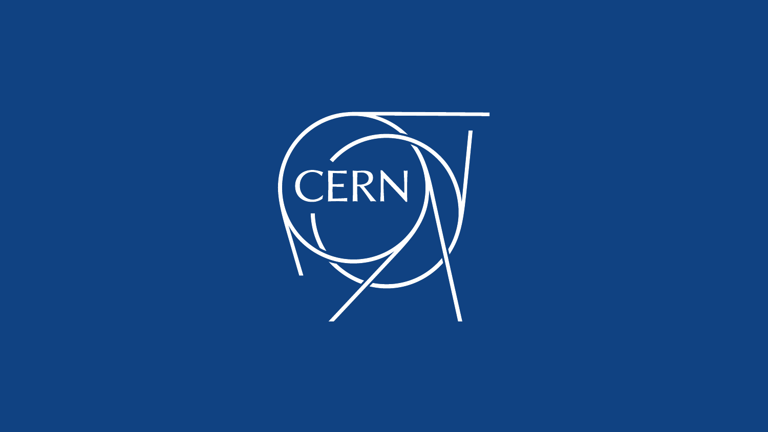CERN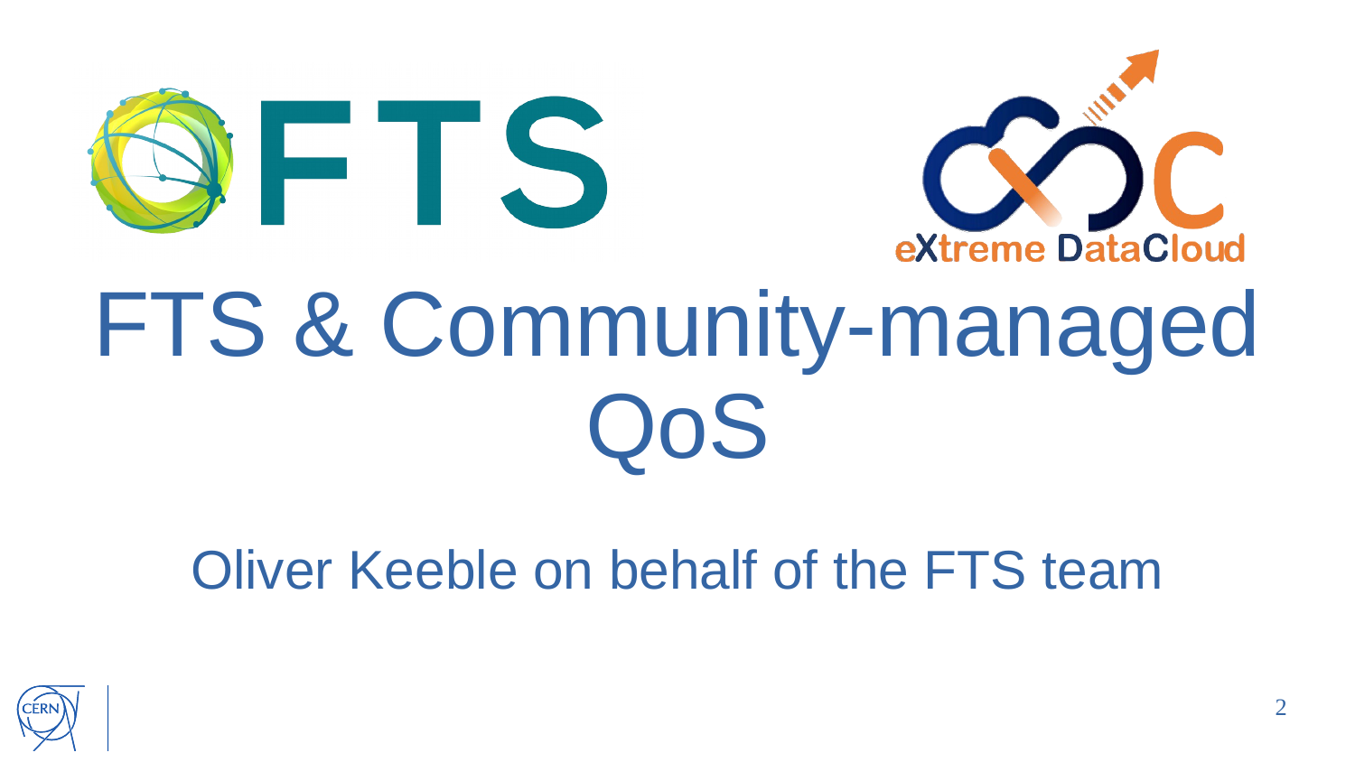# FTS & Community-managed QoS

Oliver Keeble on behalf of the FTS team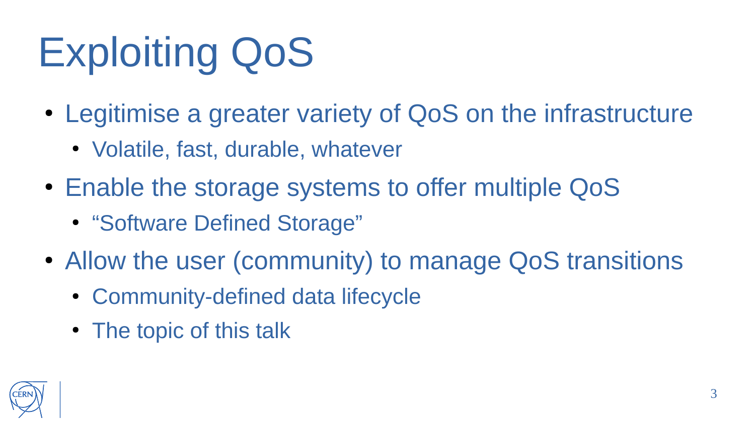# Exploiting QoS

- Legitimise a greater variety of QoS on the infrastructure
  - Volatile, fast, durable, whatever
- Enable the storage systems to offer multiple QoS
  - “Software Defined Storage”
- Allow the user (community) to manage QoS transitions
  - Community-defined data lifecycle
  - The topic of this talk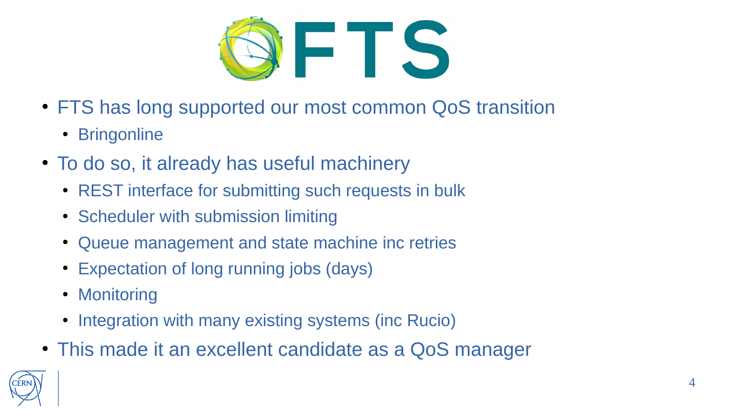# FTS

- FTS has long supported our most common QoS transition
  - Bringonline
- To do so, it already has useful machinery
  - REST interface for submitting such requests in bulk
  - Scheduler with submission limiting
  - Queue management and state machine inc retries
  - Expectation of long running jobs (days)
  - Monitoring
  - Integration with many existing systems (inc Rucio)
- This made it an excellent candidate as a QoS manager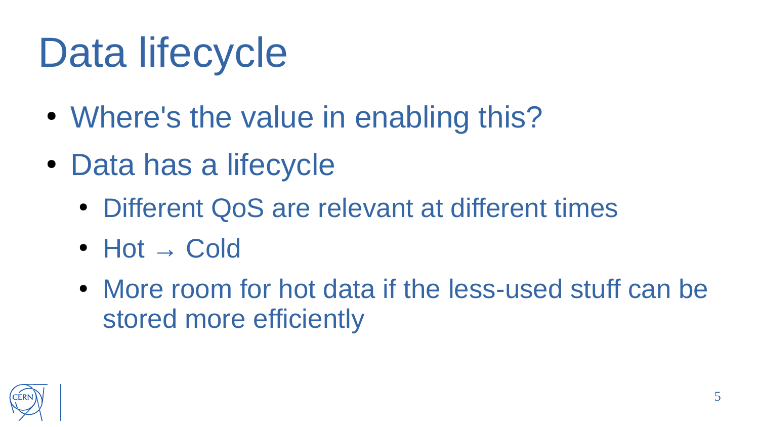# Data lifecycle

- Where's the value in enabling this?
- Data has a lifecycle
  - Different QoS are relevant at different times
  - Hot → Cold
  - More room for hot data if the less-used stuff can be stored more efficiently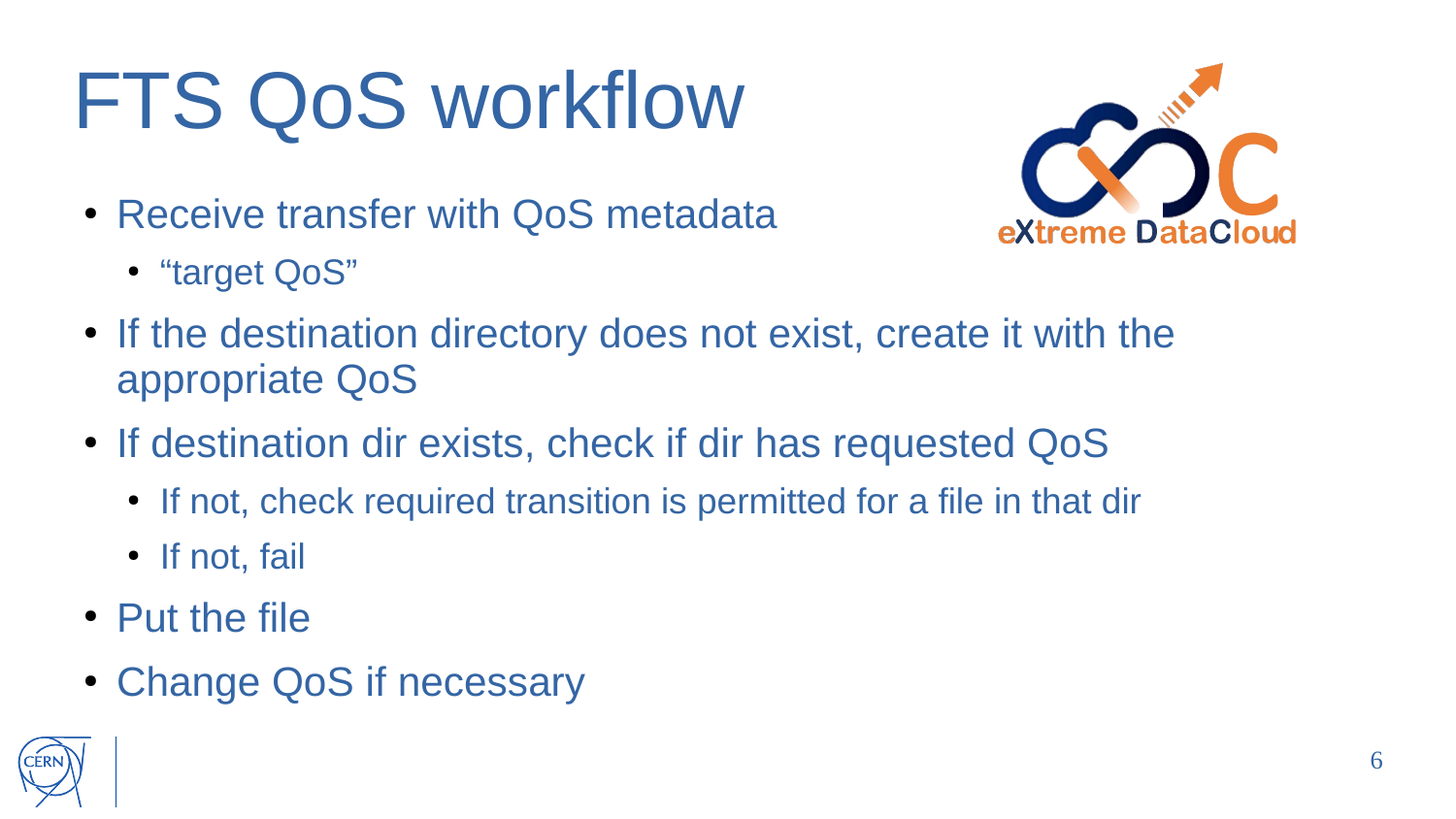# FTS QoS workflow

- Receive transfer with QoS metadata
  - “target QoS”
- If the destination directory does not exist, create it with the appropriate QoS
- If destination dir exists, check if dir has requested QoS
  - If not, check required transition is permitted for a file in that dir
  - If not, fail
- Put the file
- Change QoS if necessary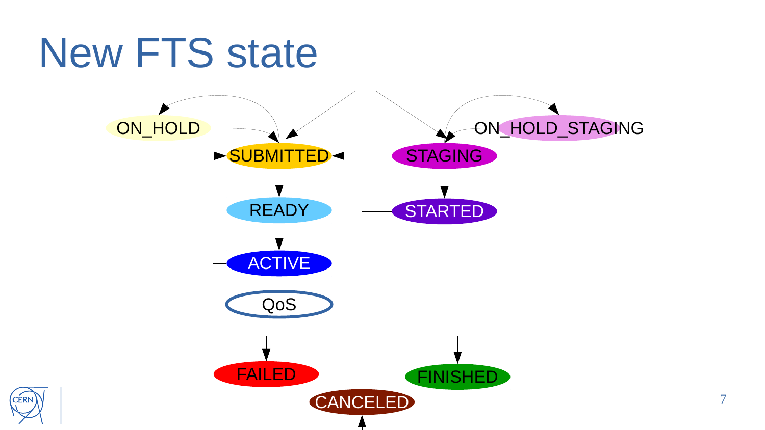# New FTS state

ON_HOLD

SUBMITTED

READY

ACTIVE

QoS

FAILED

CANCELED

FINISHED

STARTED

STAGING

ON_HOLD_STAGING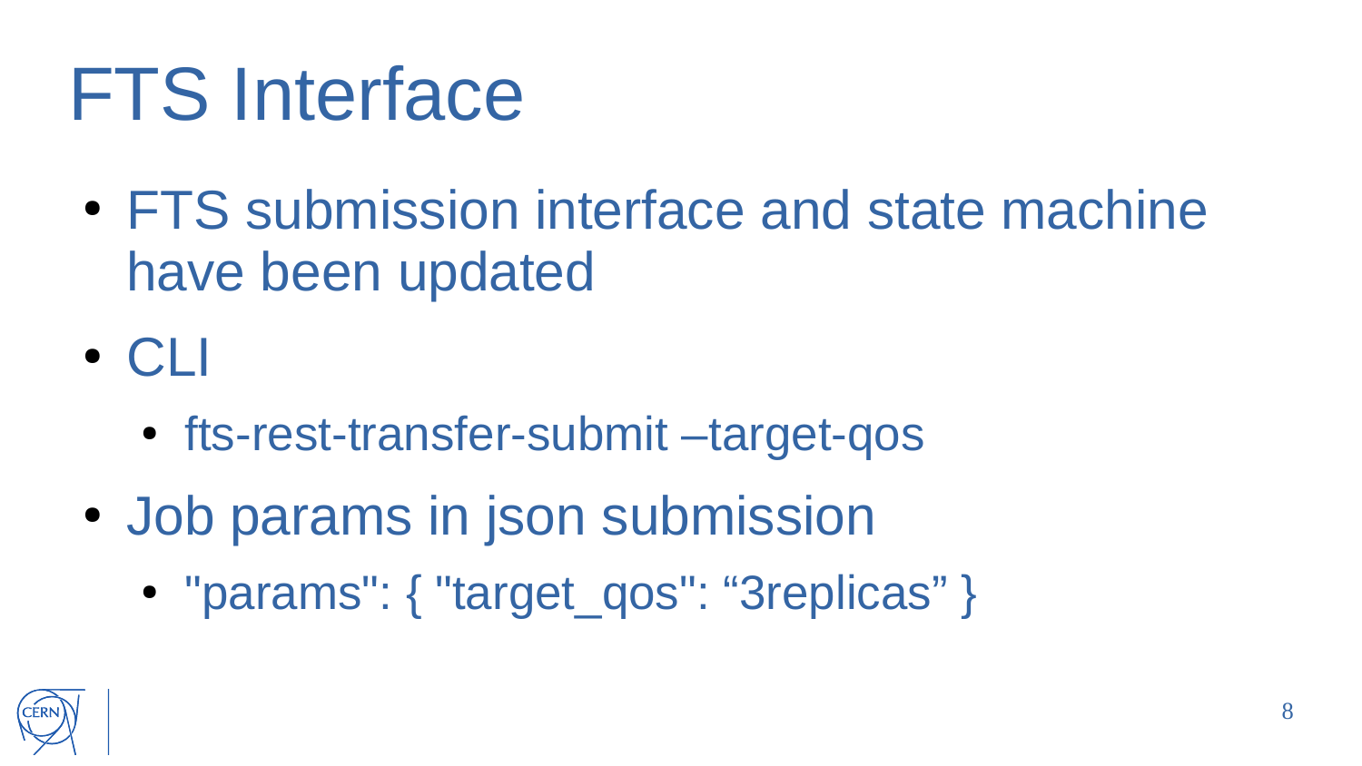# FTS Interface

- FTS submission interface and state machine have been updated
- CLI
  - fts-rest-transfer-submit –target-qos
- Job params in json submission
  - "params": { "target_qos": “3replicas” }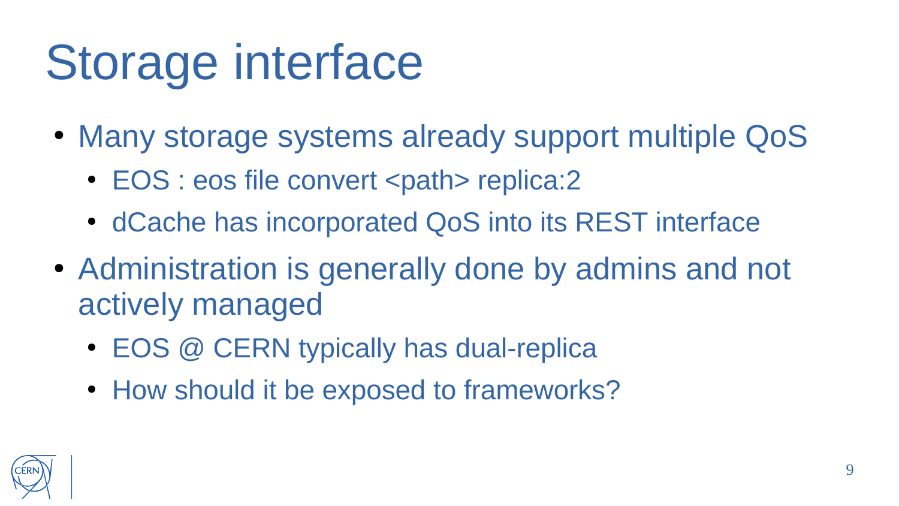# Storage interface

- Many storage systems already support multiple QoS
  - EOS : eos file convert <path> replica:2
  - dCache has incorporated QoS into its REST interface
- Administration is generally done by admins and not actively managed
  - EOS @ CERN typically has dual-replica
  - How should it be exposed to frameworks?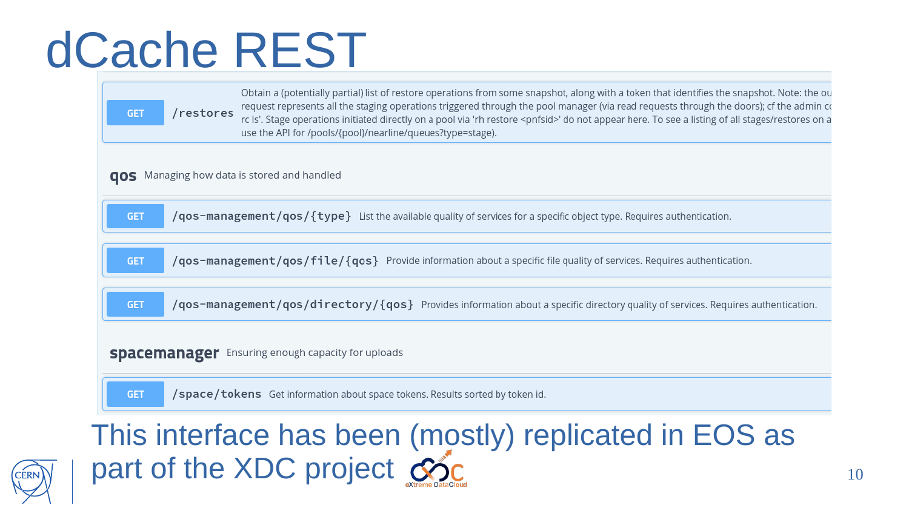# dCache REST

GET `/restores` Obtain a (potentially partial) list of restore operations from some snapshot, along with a token that identifies the snapshot. Note: the ou request represents all the staging operations triggered through the pool manager (via read requests through the doors); cf the admin co rc ls'. Stage operations initiated directly on a pool via 'rh restore <pnfsid>' do not appear here. To see a listing of all stages/restores on a use the API for /pools/{pool}/nearline/queues?type=stage).

**qos** Managing how data is stored and handled

GET `/qos-management/qos/{type}` List the available quality of services for a specific object type. Requires authentication.

GET `/qos-management/qos/file/{qos}` Provide information about a specific file quality of services. Requires authentication.

GET `/qos-management/qos/directory/{qos}` Provides information about a specific directory quality of services. Requires authentication.

**spacemanager** Ensuring enough capacity for uploads

GET `/space/tokens` Get information about space tokens. Results sorted by token id.

This interface has been (mostly) replicated in EOS as part of the XDC project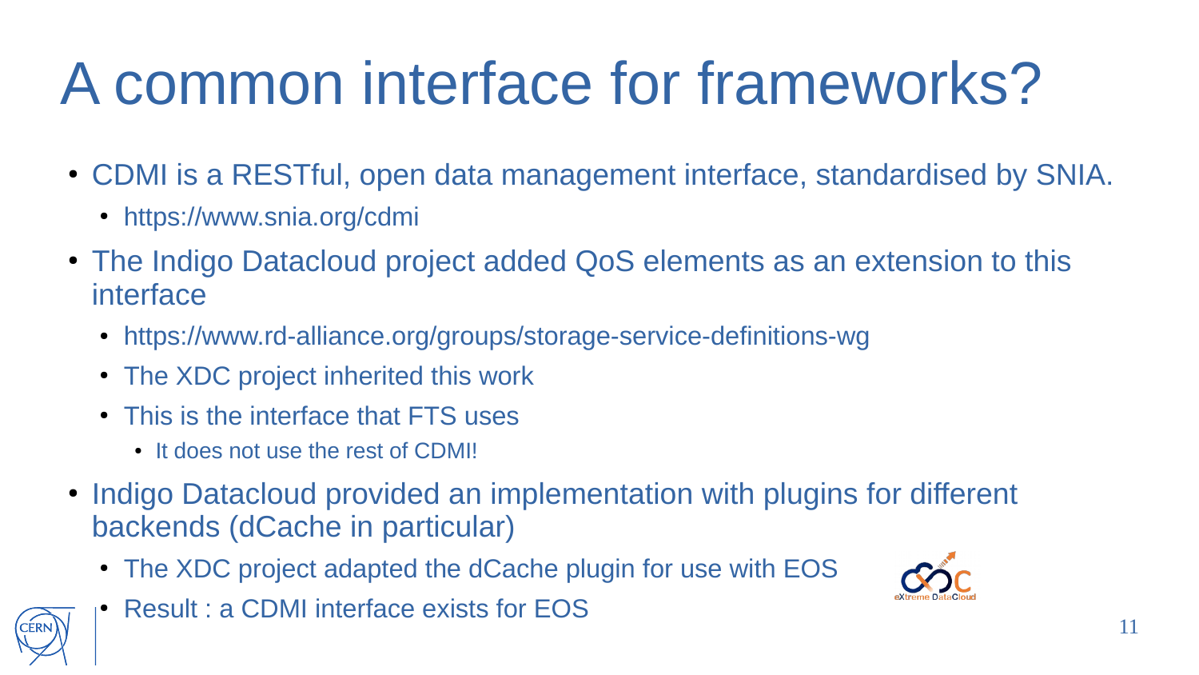# A common interface for frameworks?

- CDMI is a RESTful, open data management interface, standardised by SNIA.
  - https://www.snia.org/cdmi
- The Indigo Datacloud project added QoS elements as an extension to this interface
  - https://www.rd-alliance.org/groups/storage-service-definitions-wg
  - The XDC project inherited this work
  - This is the interface that FTS uses
    - It does not use the rest of CDMI!
- Indigo Datacloud provided an implementation with plugins for different backends (dCache in particular)
  - The XDC project adapted the dCache plugin for use with EOS
  - Result : a CDMI interface exists for EOS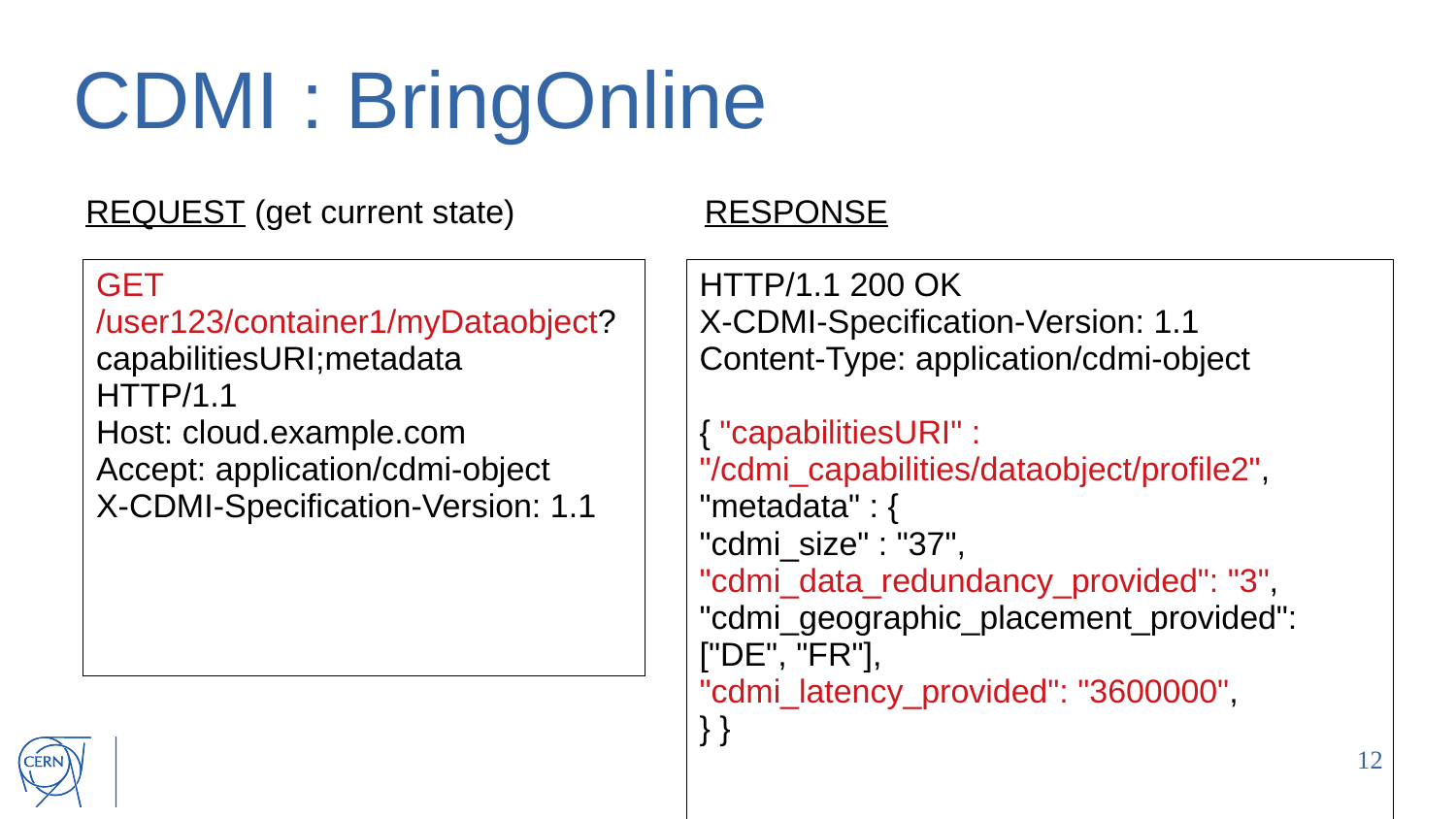# CDMI : BringOnline

REQUEST (get current state)

```
GET
/user123/container1/myDataobject?
capabilitiesURI;metadata
HTTP/1.1
Host: cloud.example.com
Accept: application/cdmi-object
X-CDMI-Specification-Version: 1.1
```

RESPONSE

```
HTTP/1.1 200 OK
X-CDMI-Specification-Version: 1.1
Content-Type: application/cdmi-object

{ "capabilitiesURI" :
"/cdmi_capabilities/dataobject/profile2",
"metadata" : {
"cdmi_size" : "37",
"cdmi_data_redundancy_provided": "3",
"cdmi_geographic_placement_provided":
["DE", "FR"],
"cdmi_latency_provided": "3600000",
} }
```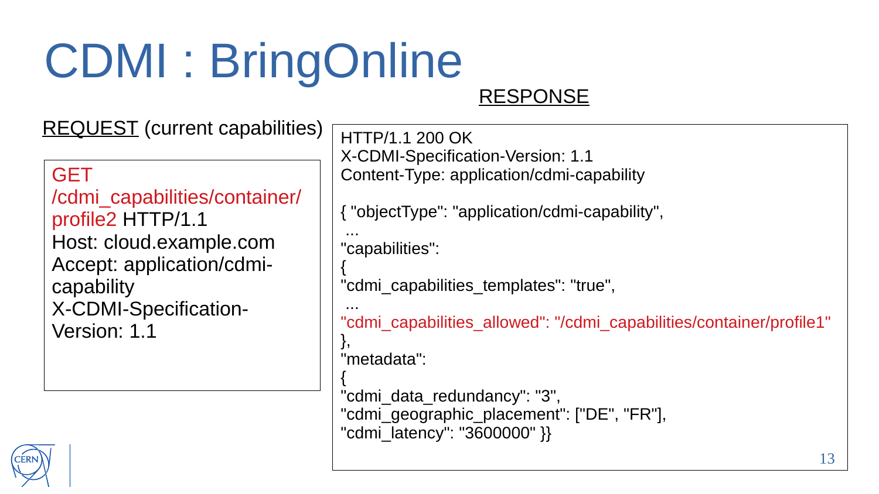# CDMI : BringOnline

**REQUEST** (current capabilities)

```
GET
/cdmi_capabilities/container/
profile2 HTTP/1.1
Host: cloud.example.com
Accept: application/cdmi-
capability
X-CDMI-Specification-
Version: 1.1
```

**RESPONSE**

```
HTTP/1.1 200 OK
X-CDMI-Specification-Version: 1.1
Content-Type: application/cdmi-capability

{ "objectType": "application/cdmi-capability",
 ...
"capabilities":
{
"cdmi_capabilities_templates": "true",
 ...
"cdmi_capabilities_allowed": "/cdmi_capabilities/container/profile1"
},
"metadata":
{
"cdmi_data_redundancy": "3",
"cdmi_geographic_placement": ["DE", "FR"],
"cdmi_latency": "3600000" }}
```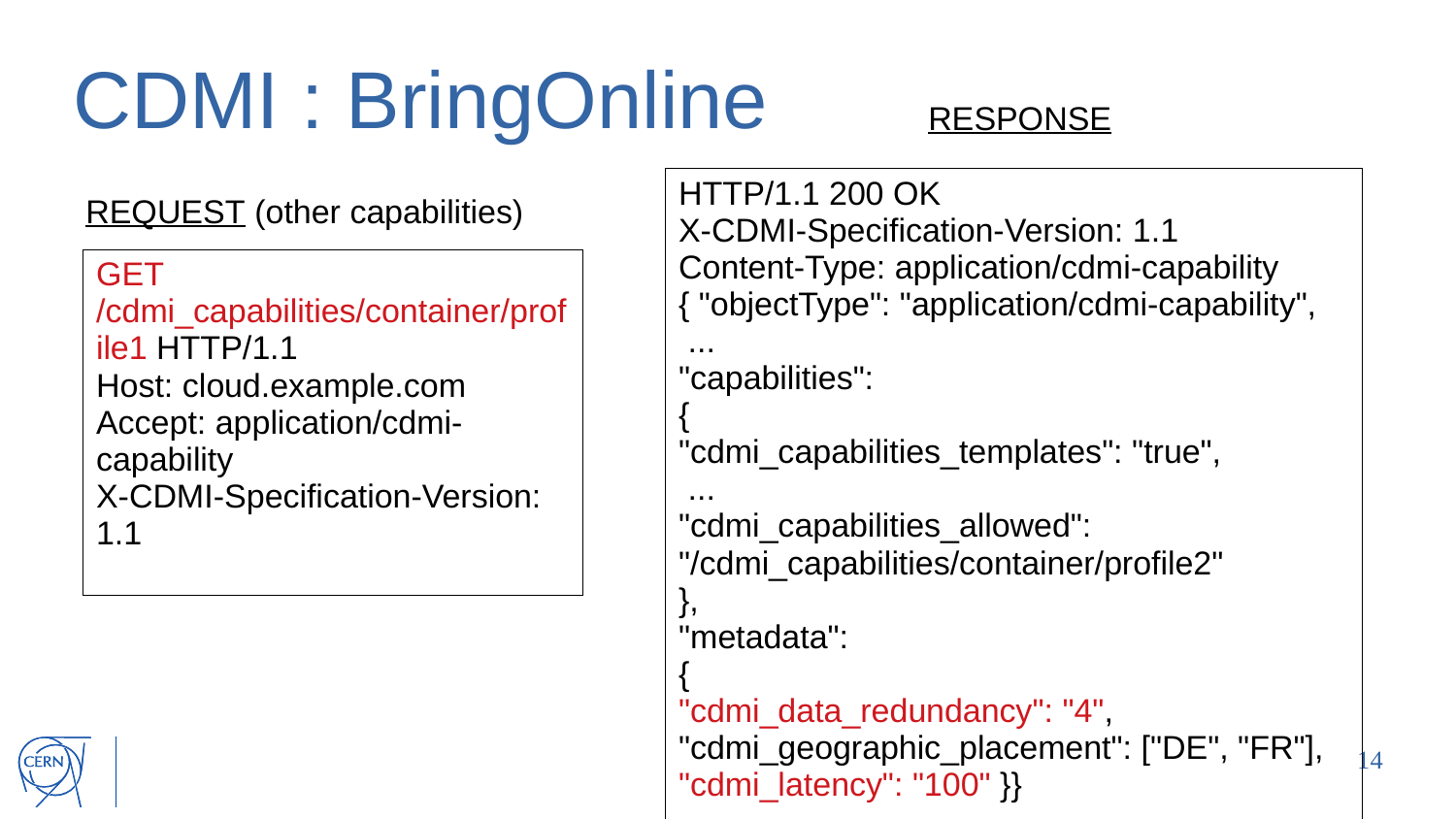# CDMI : BringOnline

**REQUEST** (other capabilities)

```
GET /cdmi_capabilities/container/profile1 HTTP/1.1
Host: cloud.example.com
Accept: application/cdmi-capability
X-CDMI-Specification-Version: 1.1
```

**RESPONSE**

```
HTTP/1.1 200 OK
X-CDMI-Specification-Version: 1.1
Content-Type: application/cdmi-capability
{ "objectType": "application/cdmi-capability",
 ...
"capabilities":
{
"cdmi_capabilities_templates": "true",
 ...
"cdmi_capabilities_allowed": "/cdmi_capabilities/container/profile2"
},
"metadata":
{
"cdmi_data_redundancy": "4",
"cdmi_geographic_placement": ["DE", "FR"],
"cdmi_latency": "100" }}
```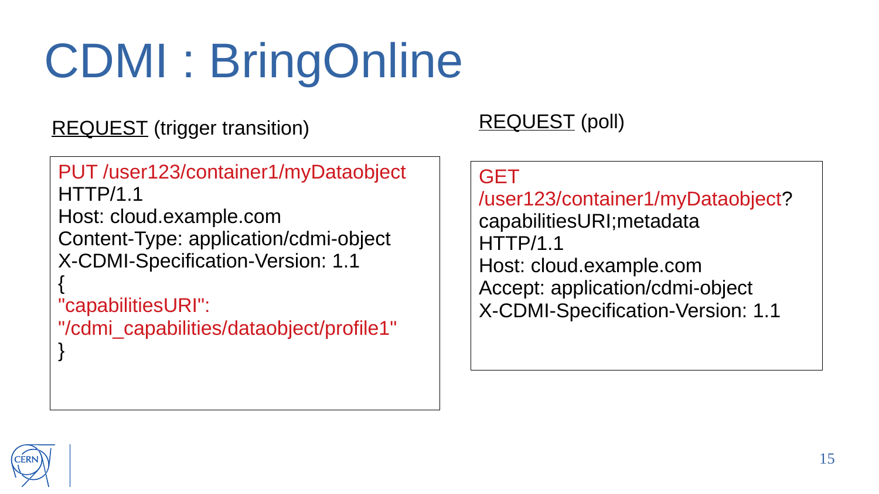# CDMI : BringOnline

REQUEST (trigger transition)

```
PUT /user123/container1/myDataobject
HTTP/1.1
Host: cloud.example.com
Content-Type: application/cdmi-object
X-CDMI-Specification-Version: 1.1
{
"capabilitiesURI":
"/cdmi_capabilities/dataobject/profile1"
}
```

REQUEST (poll)

```
GET
/user123/container1/myDataobject?
capabilitiesURI;metadata
HTTP/1.1
Host: cloud.example.com
Accept: application/cdmi-object
X-CDMI-Specification-Version: 1.1
```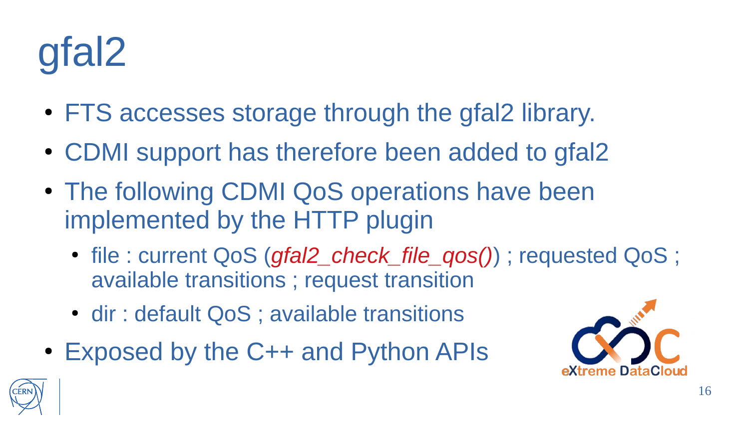# gfal2

- FTS accesses storage through the gfal2 library.
- CDMI support has therefore been added to gfal2
- The following CDMI QoS operations have been implemented by the HTTP plugin
  - file : current QoS (*gfal2_check_file_qos()*) ; requested QoS ; available transitions ; request transition
  - dir : default QoS ; available transitions
- Exposed by the C++ and Python APIs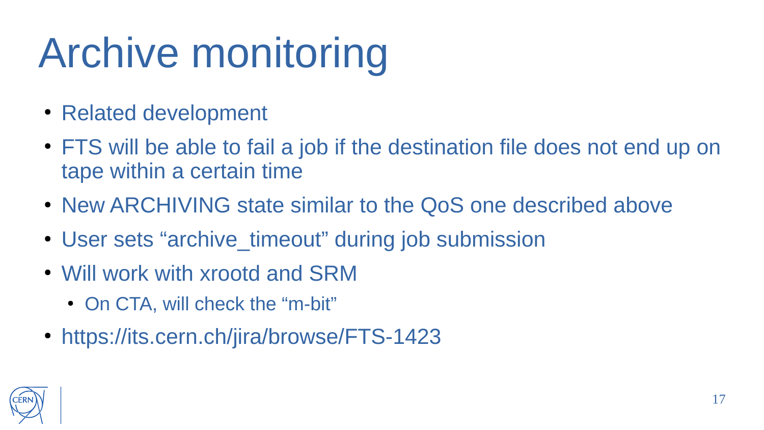# Archive monitoring

- Related development
- FTS will be able to fail a job if the destination file does not end up on tape within a certain time
- New ARCHIVING state similar to the QoS one described above
- User sets “archive_timeout” during job submission
- Will work with xrootd and SRM
  - On CTA, will check the “m-bit”
- https://its.cern.ch/jira/browse/FTS-1423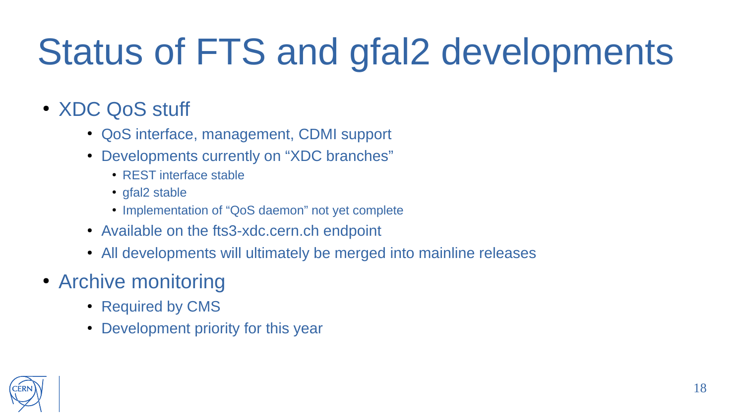# Status of FTS and gfal2 developments

- XDC QoS stuff
  - QoS interface, management, CDMI support
  - Developments currently on “XDC branches”
    - REST interface stable
    - gfal2 stable
    - Implementation of “QoS daemon” not yet complete
  - Available on the fts3-xdc.cern.ch endpoint
  - All developments will ultimately be merged into mainline releases
- Archive monitoring
  - Required by CMS
  - Development priority for this year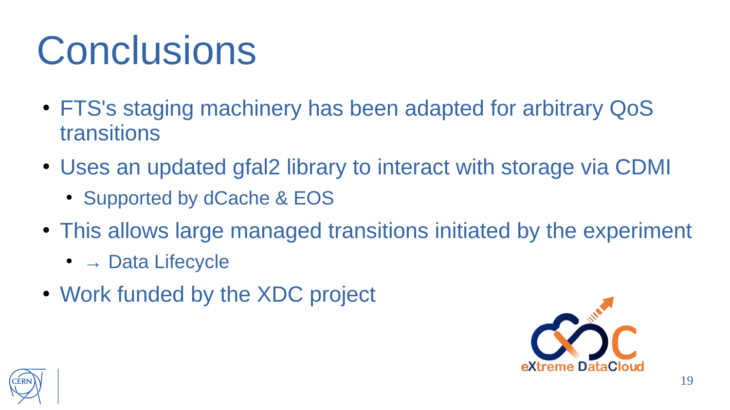# Conclusions

- FTS's staging machinery has been adapted for arbitrary QoS transitions
- Uses an updated gfal2 library to interact with storage via CDMI
  - Supported by dCache & EOS
- This allows large managed transitions initiated by the experiment
  - → Data Lifecycle
- Work funded by the XDC project